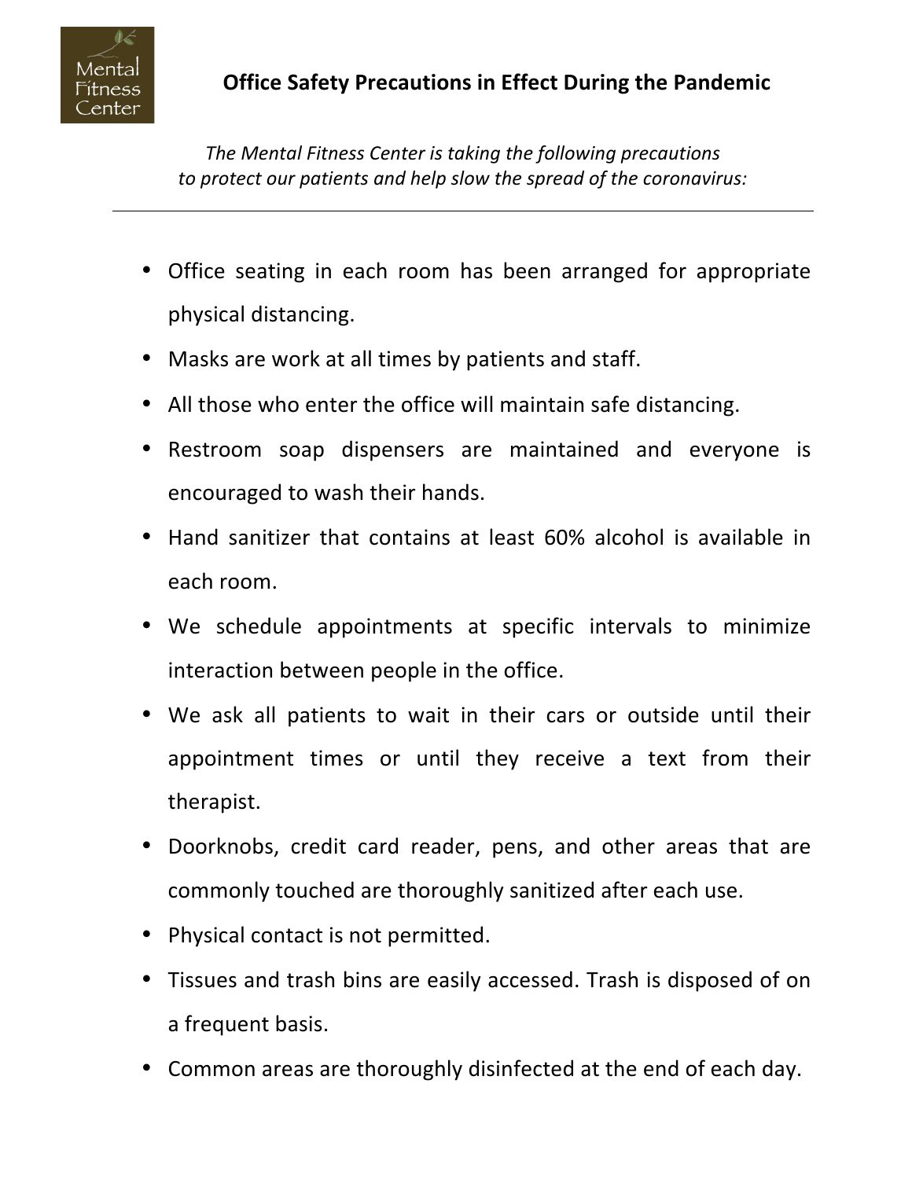# Office Safety Precautions in Effect During the Pandemic

*The Mental Fitness Center is taking the following precautions to protect our patients and help slow the spread of the coronavirus:*

---

- Office seating in each room has been arranged for appropriate physical distancing.
- Masks are work at all times by patients and staff.
- All those who enter the office will maintain safe distancing.
- Restroom soap dispensers are maintained and everyone is encouraged to wash their hands.
- Hand sanitizer that contains at least 60% alcohol is available in each room.
- We schedule appointments at specific intervals to minimize interaction between people in the office.
- We ask all patients to wait in their cars or outside until their appointment times or until they receive a text from their therapist.
- Doorknobs, credit card reader, pens, and other areas that are commonly touched are thoroughly sanitized after each use.
- Physical contact is not permitted.
- Tissues and trash bins are easily accessed. Trash is disposed of on a frequent basis.
- Common areas are thoroughly disinfected at the end of each day.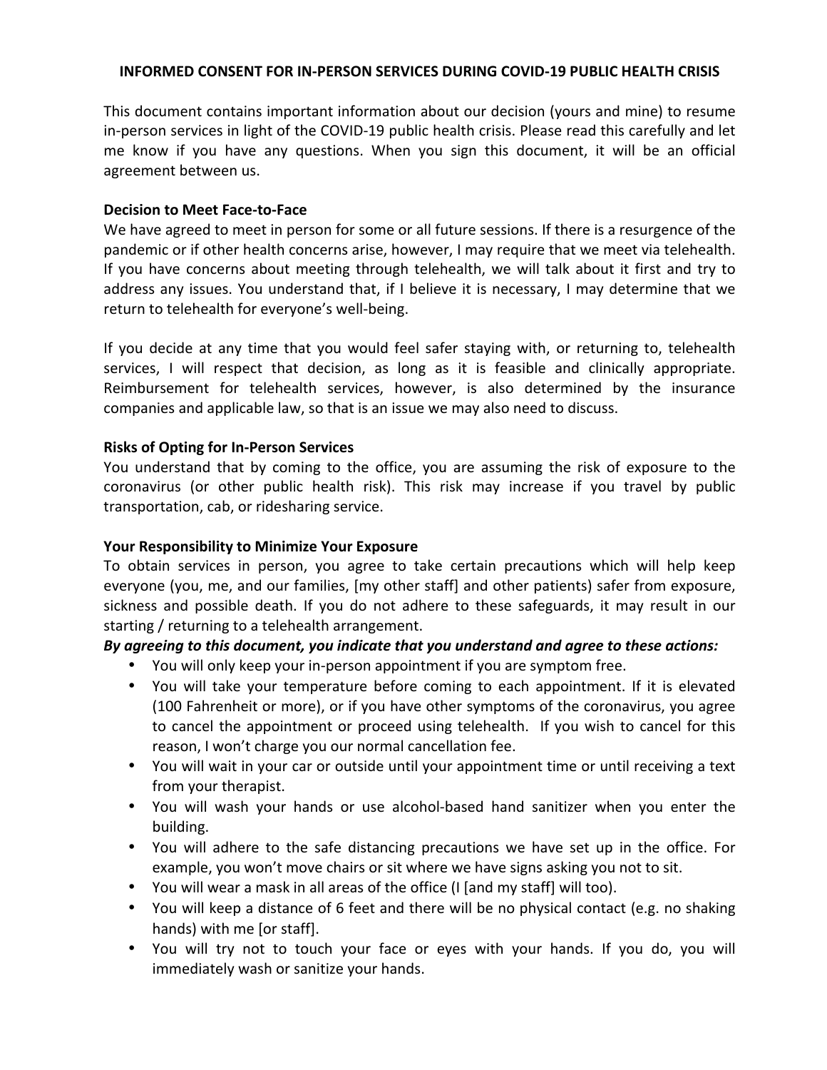**INFORMED CONSENT FOR IN-PERSON SERVICES DURING COVID-19 PUBLIC HEALTH CRISIS**

This document contains important information about our decision (yours and mine) to resume in-person services in light of the COVID-19 public health crisis. Please read this carefully and let me know if you have any questions. When you sign this document, it will be an official agreement between us.

**Decision to Meet Face-to-Face**

We have agreed to meet in person for some or all future sessions. If there is a resurgence of the pandemic or if other health concerns arise, however, I may require that we meet via telehealth. If you have concerns about meeting through telehealth, we will talk about it first and try to address any issues. You understand that, if I believe it is necessary, I may determine that we return to telehealth for everyone's well-being.

If you decide at any time that you would feel safer staying with, or returning to, telehealth services, I will respect that decision, as long as it is feasible and clinically appropriate. Reimbursement for telehealth services, however, is also determined by the insurance companies and applicable law, so that is an issue we may also need to discuss.

**Risks of Opting for In-Person Services**

You understand that by coming to the office, you are assuming the risk of exposure to the coronavirus (or other public health risk). This risk may increase if you travel by public transportation, cab, or ridesharing service.

**Your Responsibility to Minimize Your Exposure**

To obtain services in person, you agree to take certain precautions which will help keep everyone (you, me, and our families, [my other staff] and other patients) safer from exposure, sickness and possible death. If you do not adhere to these safeguards, it may result in our starting / returning to a telehealth arrangement.

***By agreeing to this document, you indicate that you understand and agree to these actions:***

- You will only keep your in-person appointment if you are symptom free.
- You will take your temperature before coming to each appointment. If it is elevated (100 Fahrenheit or more), or if you have other symptoms of the coronavirus, you agree to cancel the appointment or proceed using telehealth. If you wish to cancel for this reason, I won't charge you our normal cancellation fee.
- You will wait in your car or outside until your appointment time or until receiving a text from your therapist.
- You will wash your hands or use alcohol-based hand sanitizer when you enter the building.
- You will adhere to the safe distancing precautions we have set up in the office. For example, you won't move chairs or sit where we have signs asking you not to sit.
- You will wear a mask in all areas of the office (I [and my staff] will too).
- You will keep a distance of 6 feet and there will be no physical contact (e.g. no shaking hands) with me [or staff].
- You will try not to touch your face or eyes with your hands. If you do, you will immediately wash or sanitize your hands.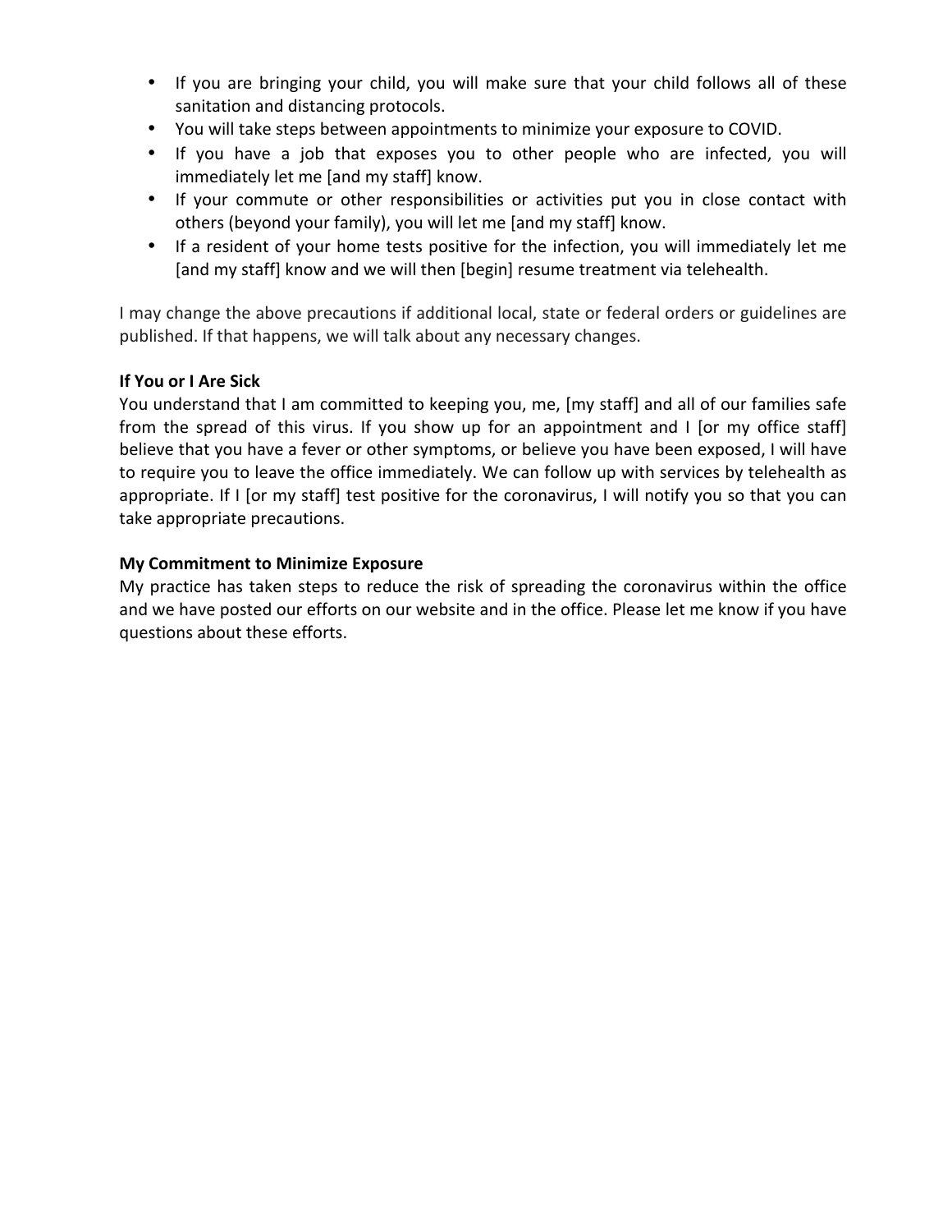- If you are bringing your child, you will make sure that your child follows all of these sanitation and distancing protocols.
- You will take steps between appointments to minimize your exposure to COVID.
- If you have a job that exposes you to other people who are infected, you will immediately let me [and my staff] know.
- If your commute or other responsibilities or activities put you in close contact with others (beyond your family), you will let me [and my staff] know.
- If a resident of your home tests positive for the infection, you will immediately let me [and my staff] know and we will then [begin] resume treatment via telehealth.

I may change the above precautions if additional local, state or federal orders or guidelines are published. If that happens, we will talk about any necessary changes.

**If You or I Are Sick**

You understand that I am committed to keeping you, me, [my staff] and all of our families safe from the spread of this virus. If you show up for an appointment and I [or my office staff] believe that you have a fever or other symptoms, or believe you have been exposed, I will have to require you to leave the office immediately. We can follow up with services by telehealth as appropriate. If I [or my staff] test positive for the coronavirus, I will notify you so that you can take appropriate precautions.

**My Commitment to Minimize Exposure**

My practice has taken steps to reduce the risk of spreading the coronavirus within the office and we have posted our efforts on our website and in the office. Please let me know if you have questions about these efforts.